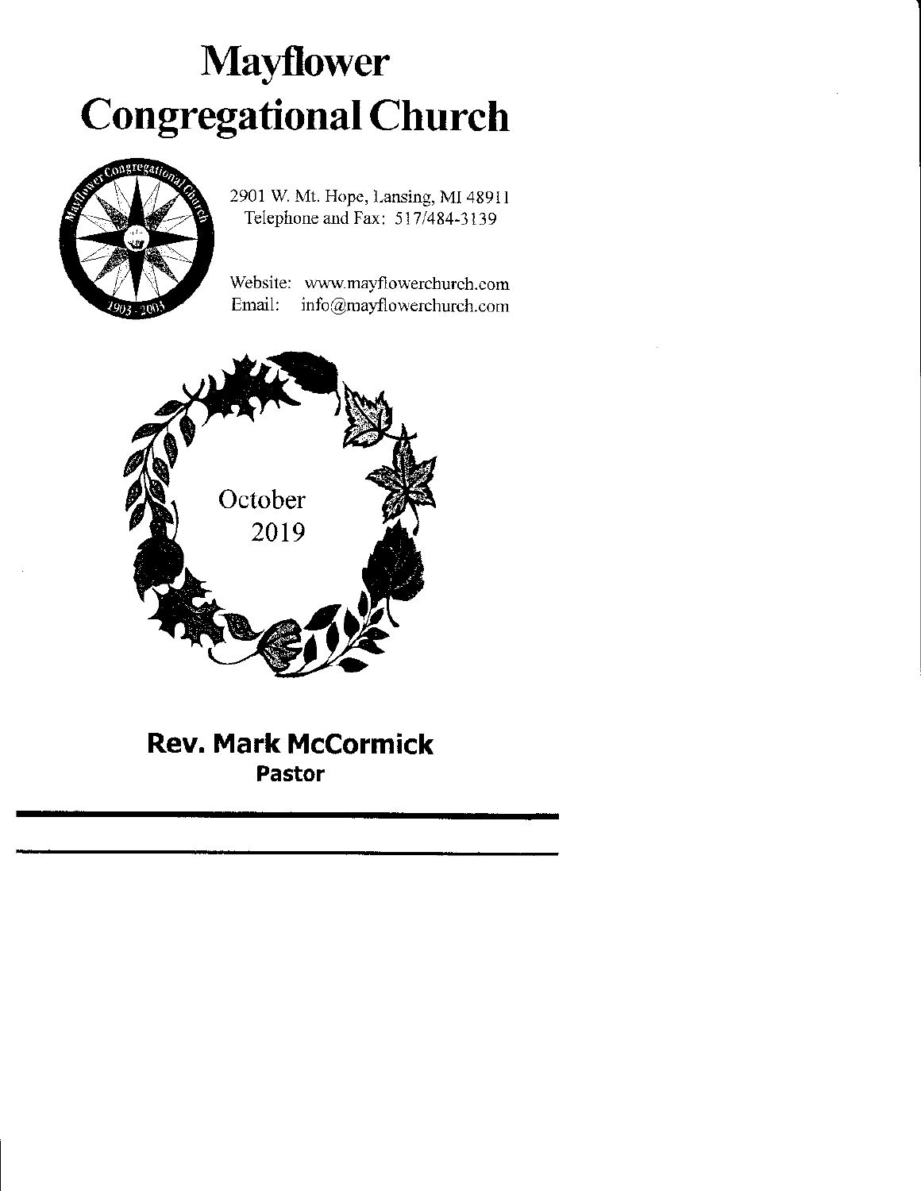# Mayflower Congregational Church

2901 W. Mt. Hope, Lansing, MI 48911
Telephone and Fax: 517/484-3139

Website: www.mayflowerchurch.com
Email: info@mayflowerchurch.com

October
2019

**Rev. Mark McCormick**
**Pastor**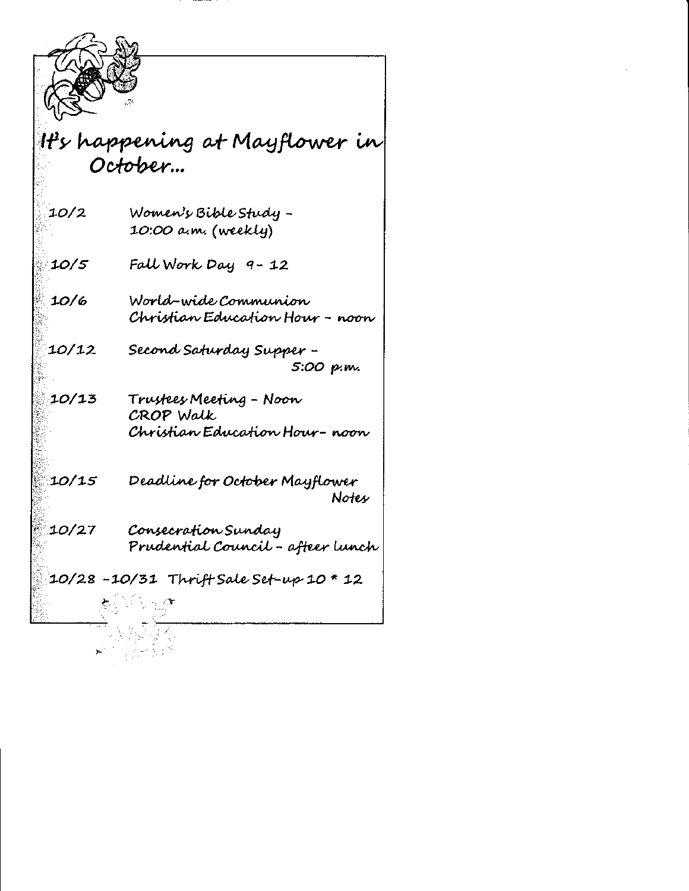# It's happening at Mayflower in October...

| | |
|---|---|
| 10/2 | Women's Bible Study - 10:00 a.m. (weekly) |
| 10/5 | Fall Work Day 9 - 12 |
| 10/6 | World-wide Communion<br>Christian Education Hour - noon |
| 10/12 | Second Saturday Supper - 5:00 p.m. |
| 10/13 | Trustees Meeting - Noon<br>CROP Walk<br>Christian Education Hour- noon |
| 10/15 | Deadline for October Mayflower Notes |
| 10/27 | Consecration Sunday<br>Prudential Council - afteer lunch |
| 10/28 -10/31 | Thrift Sale Set-up 10 * 12 |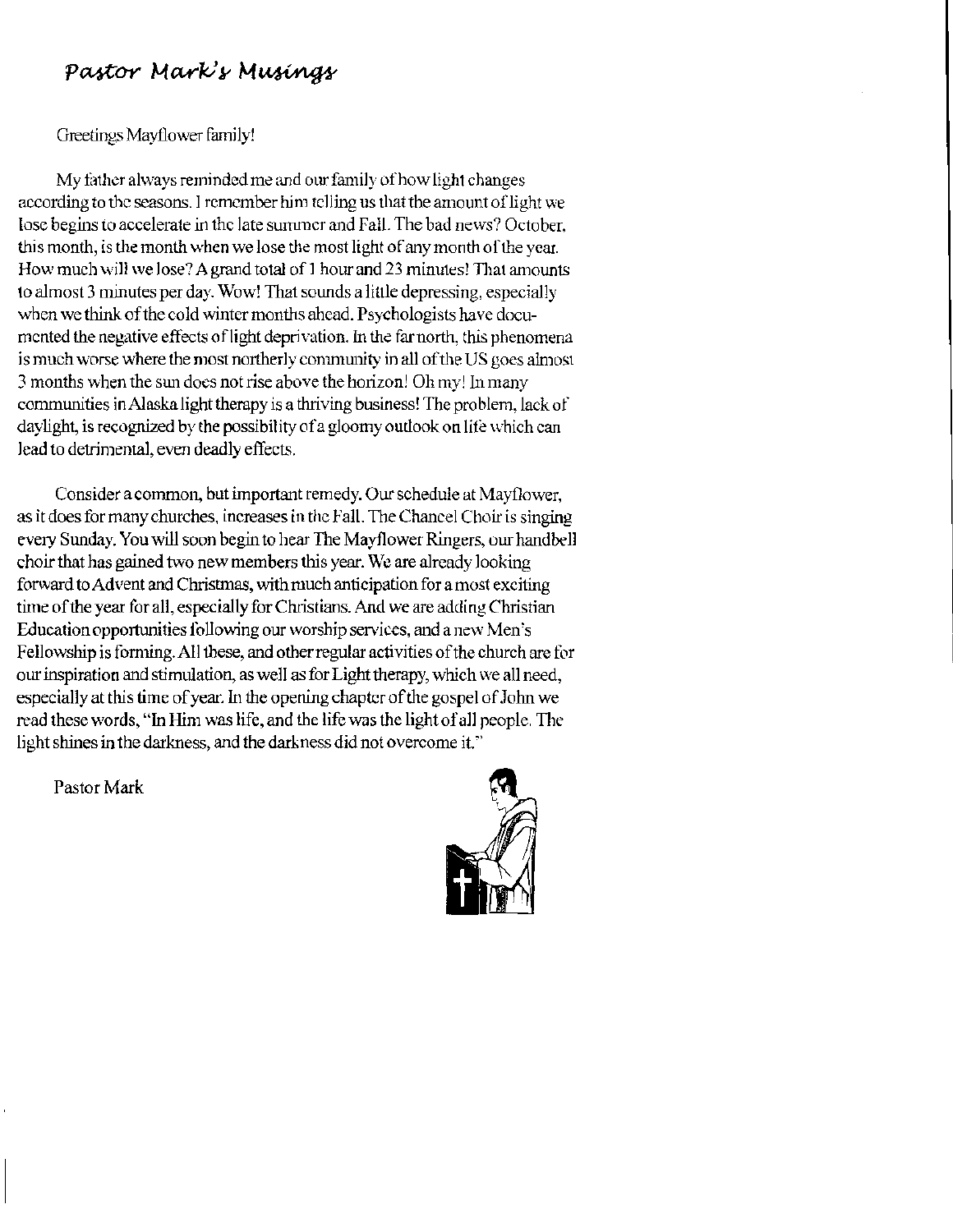## Pastor Mark's Musings

Greetings Mayflower family!

My father always reminded me and our family of how light changes according to the seasons. I remember him telling us that the amount of light we lose begins to accelerate in the late summer and Fall. The bad news? October, this month, is the month when we lose the most light of any month of the year. How much will we lose? A grand total of 1 hour and 23 minutes! That amounts to almost 3 minutes per day. Wow! That sounds a little depressing, especially when we think of the cold winter months ahead. Psychologists have documented the negative effects of light deprivation. In the far north, this phenomena is much worse where the most northerly community in all of the US goes almost 3 months when the sun does not rise above the horizon! Oh my! In many communities in Alaska light therapy is a thriving business! The problem, lack of daylight, is recognized by the possibility of a gloomy outlook on life which can lead to detrimental, even deadly effects.

Consider a common, but important remedy. Our schedule at Mayflower, as it does for many churches, increases in the Fall. The Chancel Choir is singing every Sunday. You will soon begin to hear The Mayflower Ringers, our handbell choir that has gained two new members this year. We are already looking forward to Advent and Christmas, with much anticipation for a most exciting time of the year for all, especially for Christians. And we are adding Christian Education opportunities following our worship services, and a new Men's Fellowship is forming. All these, and other regular activities of the church are for our inspiration and stimulation, as well as for Light therapy, which we all need, especially at this time of year. In the opening chapter of the gospel of John we read these words, "In Him was life, and the life was the light of all people. The light shines in the darkness, and the darkness did not overcome it."

Pastor Mark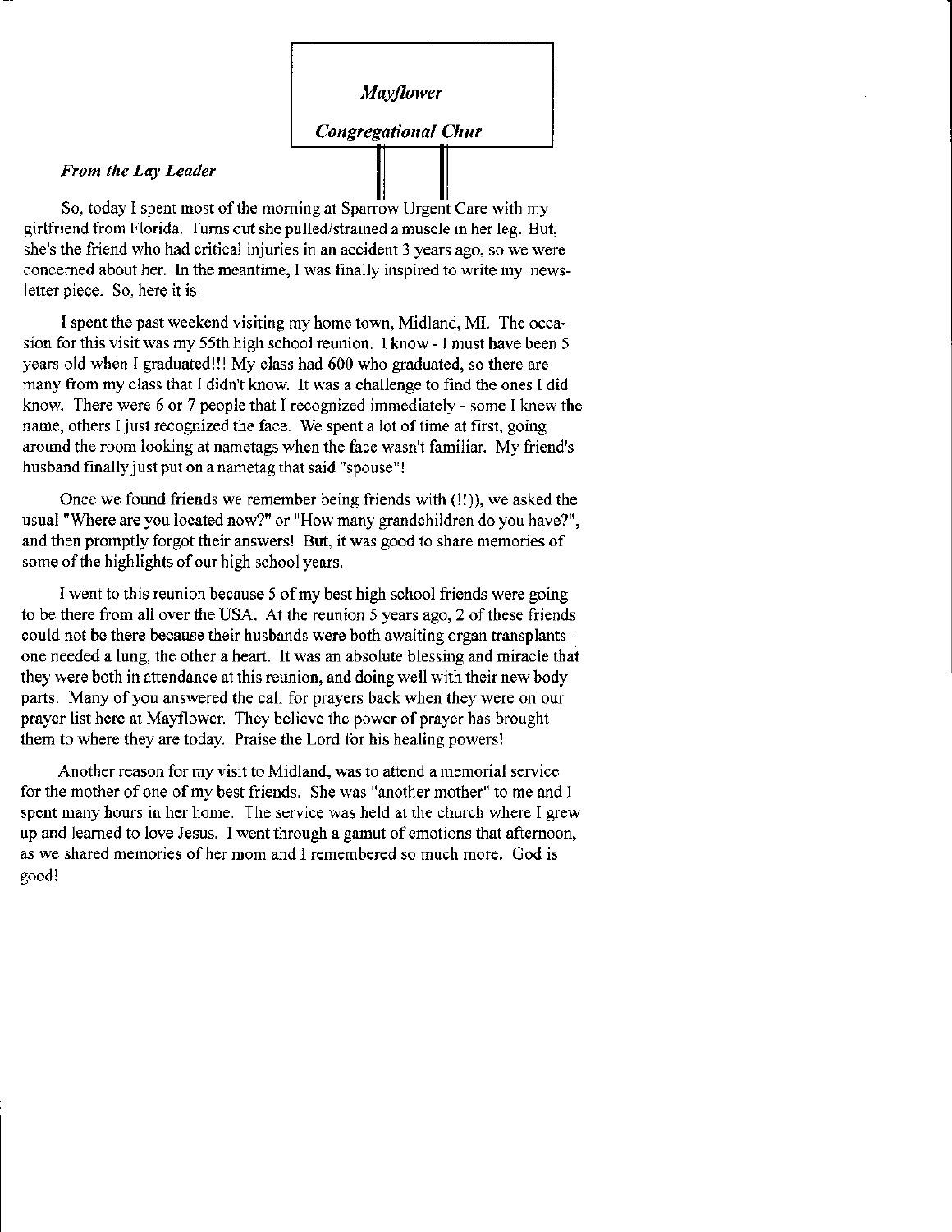*Mayflower*

*Congregational Chur*

### *From the Lay Leader*

So, today I spent most of the morning at Sparrow Urgent Care with my girlfriend from Florida. Turns out she pulled/strained a muscle in her leg. But, she's the friend who had critical injuries in an accident 3 years ago, so we were concerned about her. In the meantime, I was finally inspired to write my newsletter piece. So, here it is:

I spent the past weekend visiting my home town, Midland, MI. The occasion for this visit was my 55th high school reunion. I know - I must have been 5 years old when I graduated!!! My class had 600 who graduated, so there are many from my class that I didn't know. It was a challenge to find the ones I did know. There were 6 or 7 people that I recognized immediately - some I knew the name, others I just recognized the face. We spent a lot of time at first, going around the room looking at nametags when the face wasn't familiar. My friend's husband finally just put on a nametag that said "spouse"!

Once we found friends we remember being friends with (!!)), we asked the usual "Where are you located now?" or "How many grandchildren do you have?", and then promptly forgot their answers! But, it was good to share memories of some of the highlights of our high school years.

I went to this reunion because 5 of my best high school friends were going to be there from all over the USA. At the reunion 5 years ago, 2 of these friends could not be there because their husbands were both awaiting organ transplants - one needed a lung, the other a heart. It was an absolute blessing and miracle that they were both in attendance at this reunion, and doing well with their new body parts. Many of you answered the call for prayers back when they were on our prayer list here at Mayflower. They believe the power of prayer has brought them to where they are today. Praise the Lord for his healing powers!

Another reason for my visit to Midland, was to attend a memorial service for the mother of one of my best friends. She was "another mother" to me and I spent many hours in her home. The service was held at the church where I grew up and learned to love Jesus. I went through a gamut of emotions that afternoon, as we shared memories of her mom and I remembered so much more. God is good!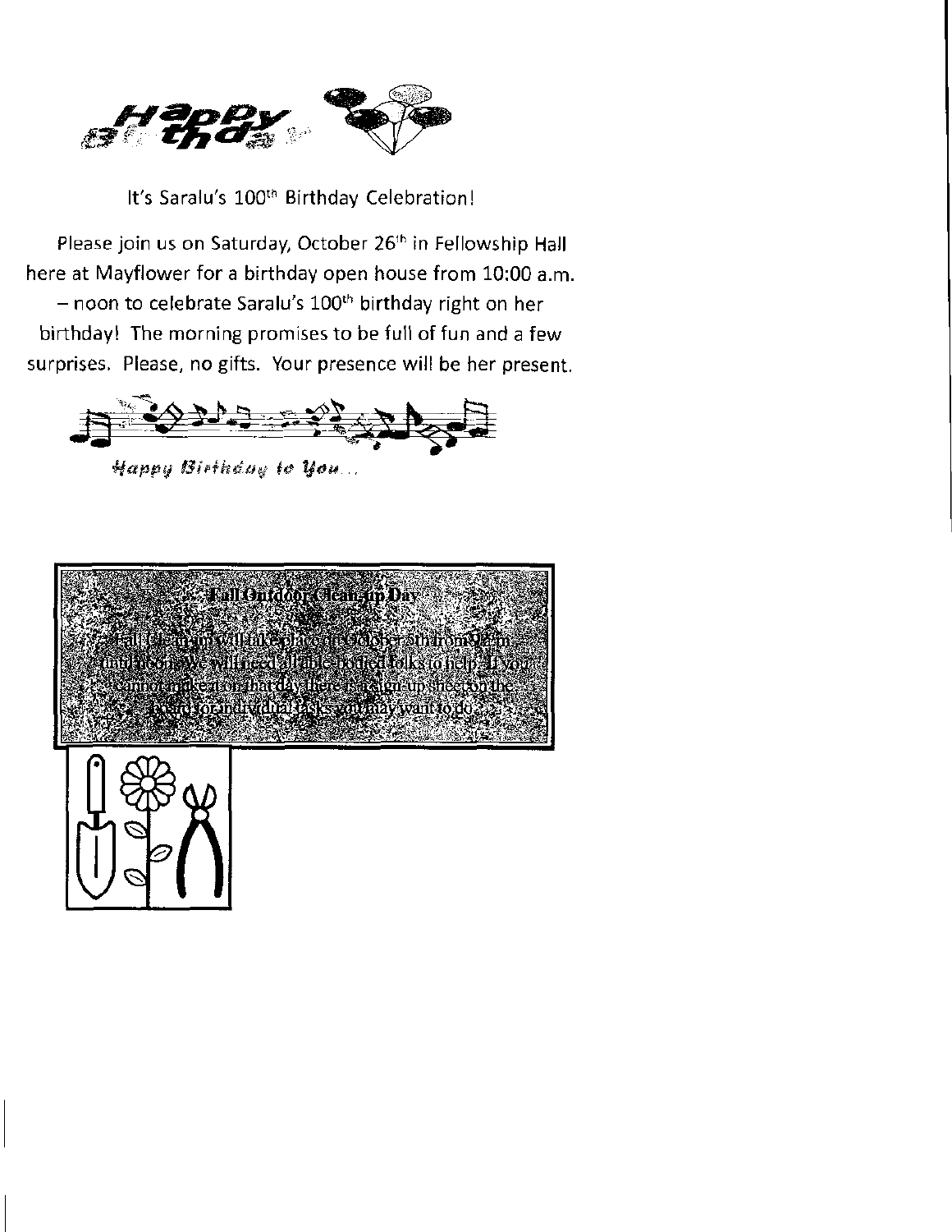Happy Birthday

It's Saralu's 100th Birthday Celebration!

Please join us on Saturday, October 26th in Fellowship Hall here at Mayflower for a birthday open house from 10:00 a.m. – noon to celebrate Saralu's 100th birthday right on her birthday! The morning promises to be full of fun and a few surprises. Please, no gifts. Your presence will be her present.

*Happy Birthday to You...*

**Fall Outdoor Clean-up Day**

Fall Clean-up will take place on October 5th from 9 a.m. until noon. We will need all able-bodied folks to help. If you cannot make it on that day there is a sign-up sheet on the board for individual tasks you may want to do.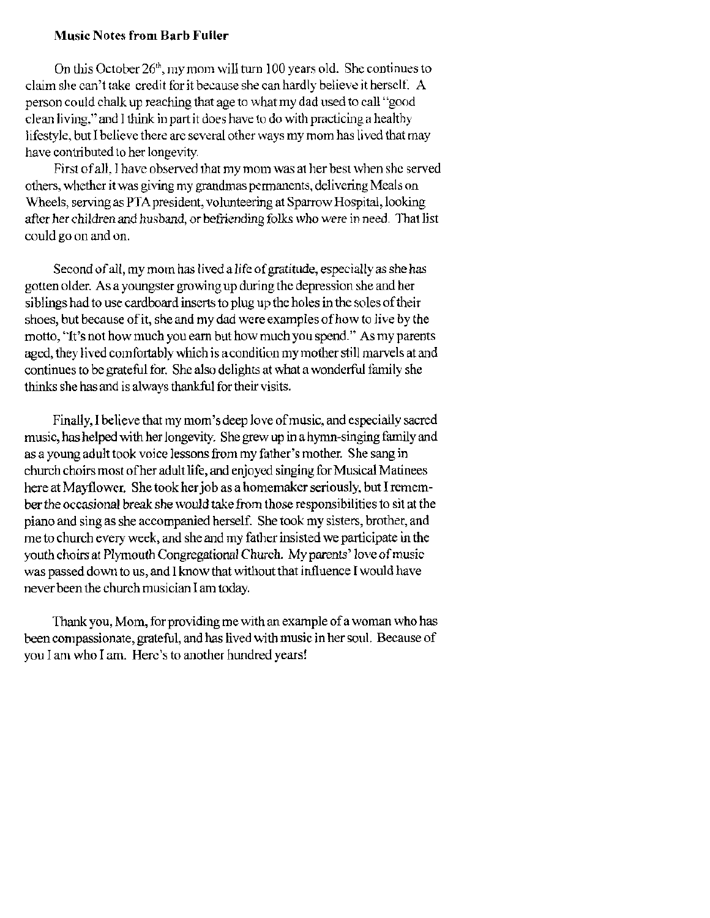**Music Notes from Barb Fuller**

On this October 26th, my mom will turn 100 years old. She continues to claim she can't take credit for it because she can hardly believe it herself. A person could chalk up reaching that age to what my dad used to call "good clean living," and I think in part it does have to do with practicing a healthy lifestyle, but I believe there are several other ways my mom has lived that may have contributed to her longevity.

First of all, I have observed that my mom was at her best when she served others, whether it was giving my grandmas permanents, delivering Meals on Wheels, serving as PTA president, volunteering at Sparrow Hospital, looking after her children and husband, or befriending folks who were in need. That list could go on and on.

Second of all, my mom has lived a life of gratitude, especially as she has gotten older. As a youngster growing up during the depression she and her siblings had to use cardboard inserts to plug up the holes in the soles of their shoes, but because of it, she and my dad were examples of how to live by the motto, "It's not how much you earn but how much you spend." As my parents aged, they lived comfortably which is a condition my mother still marvels at and continues to be grateful for. She also delights at what a wonderful family she thinks she has and is always thankful for their visits.

Finally, I believe that my mom's deep love of music, and especially sacred music, has helped with her longevity. She grew up in a hymn-singing family and as a young adult took voice lessons from my father's mother. She sang in church choirs most of her adult life, and enjoyed singing for Musical Matinees here at Mayflower. She took her job as a homemaker seriously, but I remember the occasional break she would take from those responsibilities to sit at the piano and sing as she accompanied herself. She took my sisters, brother, and me to church every week, and she and my father insisted we participate in the youth choirs at Plymouth Congregational Church. My parents' love of music was passed down to us, and I know that without that influence I would have never been the church musician I am today.

Thank you, Mom, for providing me with an example of a woman who has been compassionate, grateful, and has lived with music in her soul. Because of you I am who I am. Here's to another hundred years!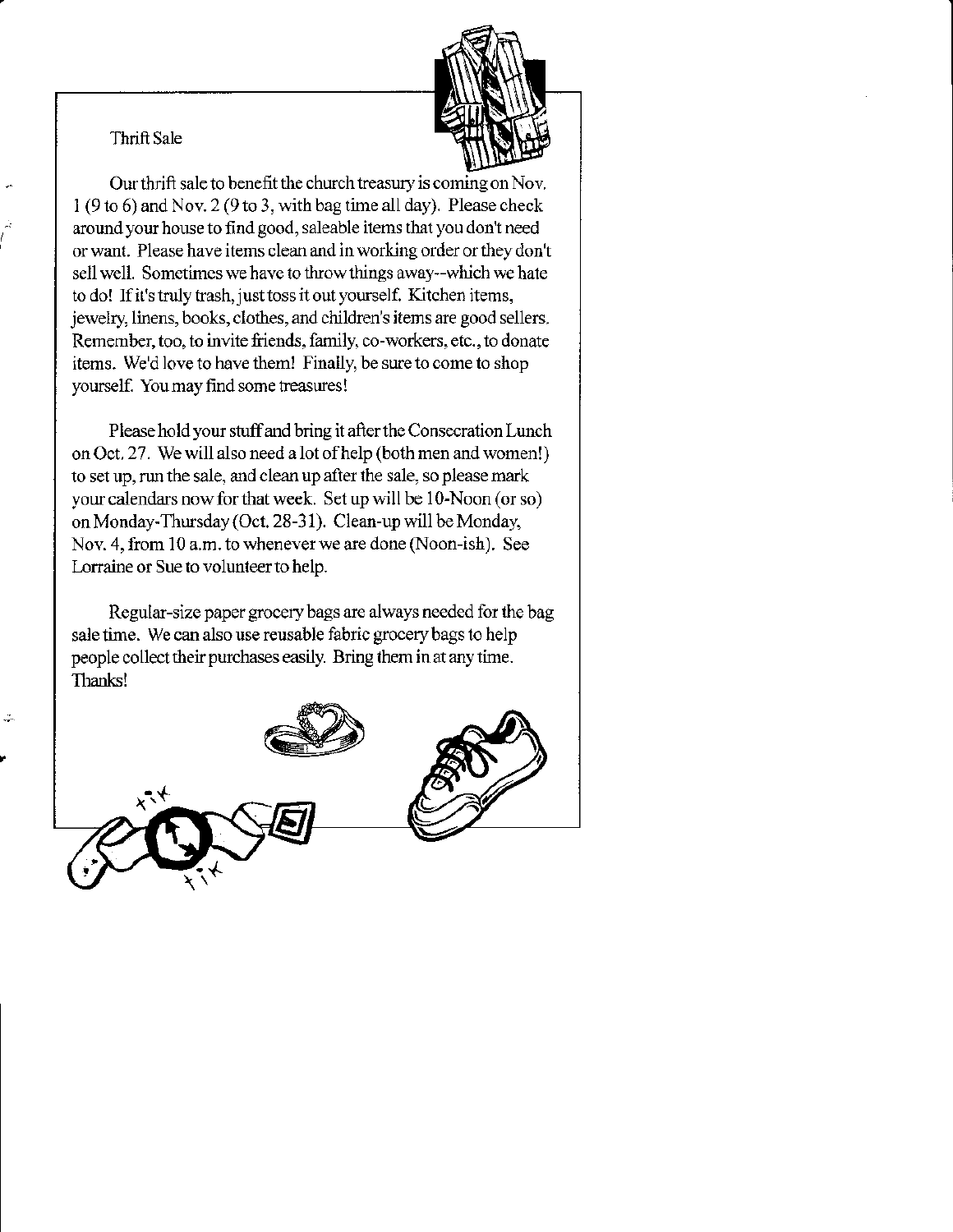## Thrift Sale

Our thrift sale to benefit the church treasury is coming on Nov. 1 (9 to 6) and Nov. 2 (9 to 3, with bag time all day). Please check around your house to find good, saleable items that you don't need or want. Please have items clean and in working order or they don't sell well. Sometimes we have to throw things away--which we hate to do! If it's truly trash, just toss it out yourself. Kitchen items, jewelry, linens, books, clothes, and children's items are good sellers. Remember, too, to invite friends, family, co-workers, etc., to donate items. We'd love to have them! Finally, be sure to come to shop yourself. You may find some treasures!

Please hold your stuff and bring it after the Consecration Lunch on Oct. 27. We will also need a lot of help (both men and women!) to set up, run the sale, and clean up after the sale, so please mark your calendars now for that week. Set up will be 10-Noon (or so) on Monday-Thursday (Oct. 28-31). Clean-up will be Monday, Nov. 4, from 10 a.m. to whenever we are done (Noon-ish). See Lorraine or Sue to volunteer to help.

Regular-size paper grocery bags are always needed for the bag sale time. We can also use reusable fabric grocery bags to help people collect their purchases easily. Bring them in at any time. Thanks!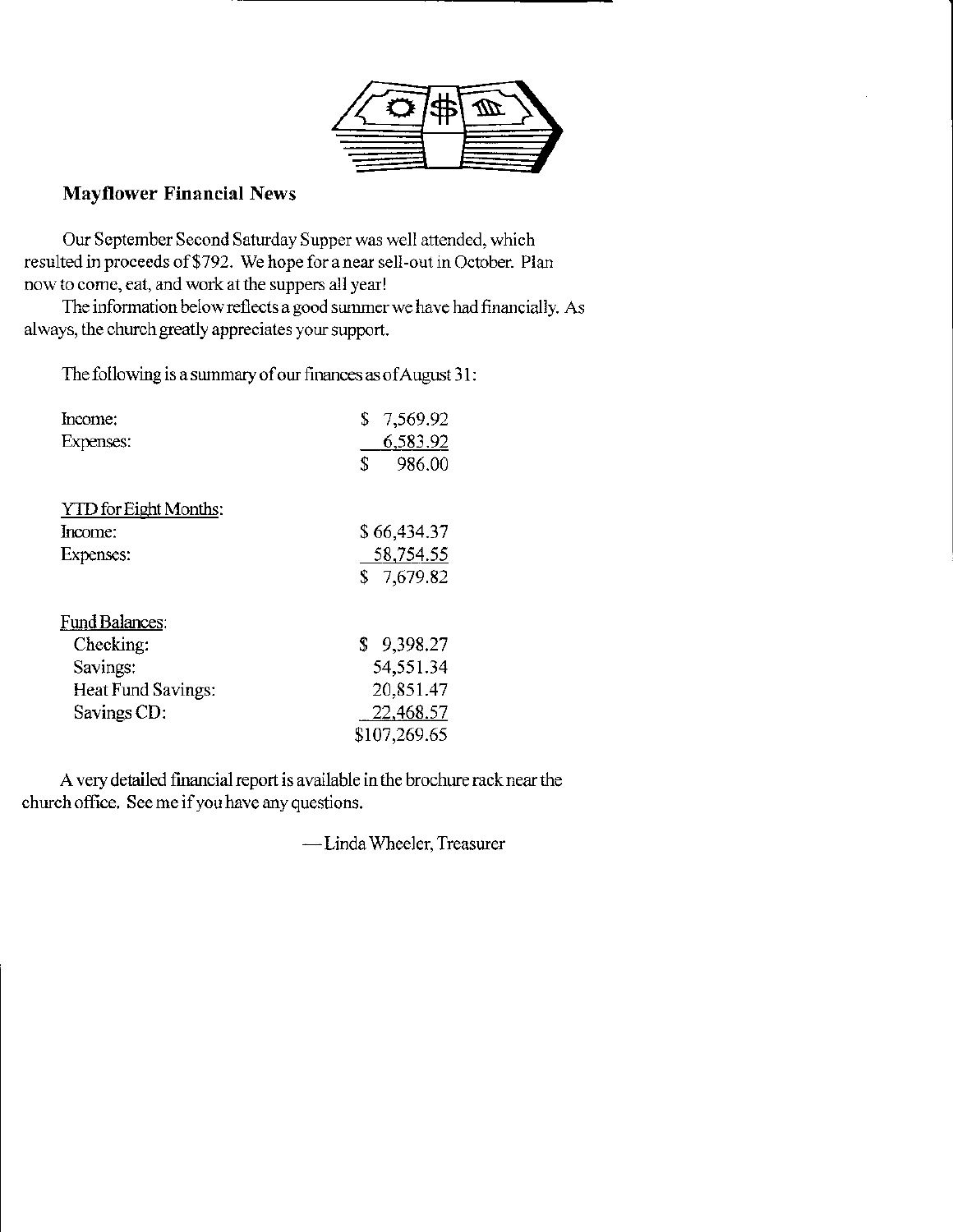**Mayflower Financial News**

Our September Second Saturday Supper was well attended, which resulted in proceeds of $792. We hope for a near sell-out in October. Plan now to come, eat, and work at the suppers all year!

The information below reflects a good summer we have had financially. As always, the church greatly appreciates your support.

The following is a summary of our finances as of August 31:

| | |
|---|---|
| Income: | $ 7,569.92 |
| Expenses: | 6,583.92 |
| | $ 986.00 |
| | |
| YTD for Eight Months: | |
| Income: | $ 66,434.37 |
| Expenses: | 58,754.55 |
| | $ 7,679.82 |
| | |
| Fund Balances: | |
| Checking: | $ 9,398.27 |
| Savings: | 54,551.34 |
| Heat Fund Savings: | 20,851.47 |
| Savings CD: | 22,468.57 |
| | $107,269.65 |

A very detailed financial report is available in the brochure rack near the church office. See me if you have any questions.

— Linda Wheeler, Treasurer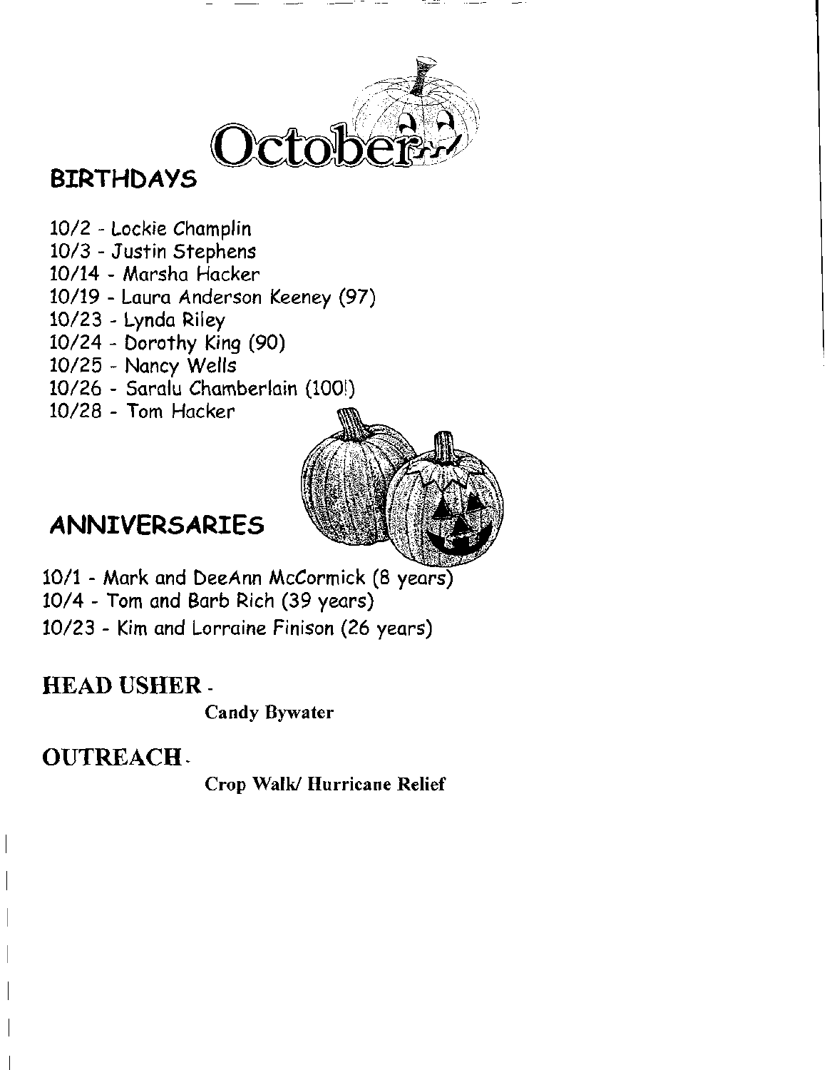# October

## BIRTHDAYS

10/2 - Lockie Champlin
10/3 - Justin Stephens
10/14 - Marsha Hacker
10/19 - Laura Anderson Keeney (97)
10/23 - Lynda Riley
10/24 - Dorothy King (90)
10/25 - Nancy Wells
10/26 - Saralu Chamberlain (100!)
10/28 - Tom Hacker

## ANNIVERSARIES

10/1 - Mark and DeeAnn McCormick (8 years)
10/4 - Tom and Barb Rich (39 years)
10/23 - Kim and Lorraine Finison (26 years)

## HEAD USHER -

**Candy Bywater**

## OUTREACH -

**Crop Walk/ Hurricane Relief**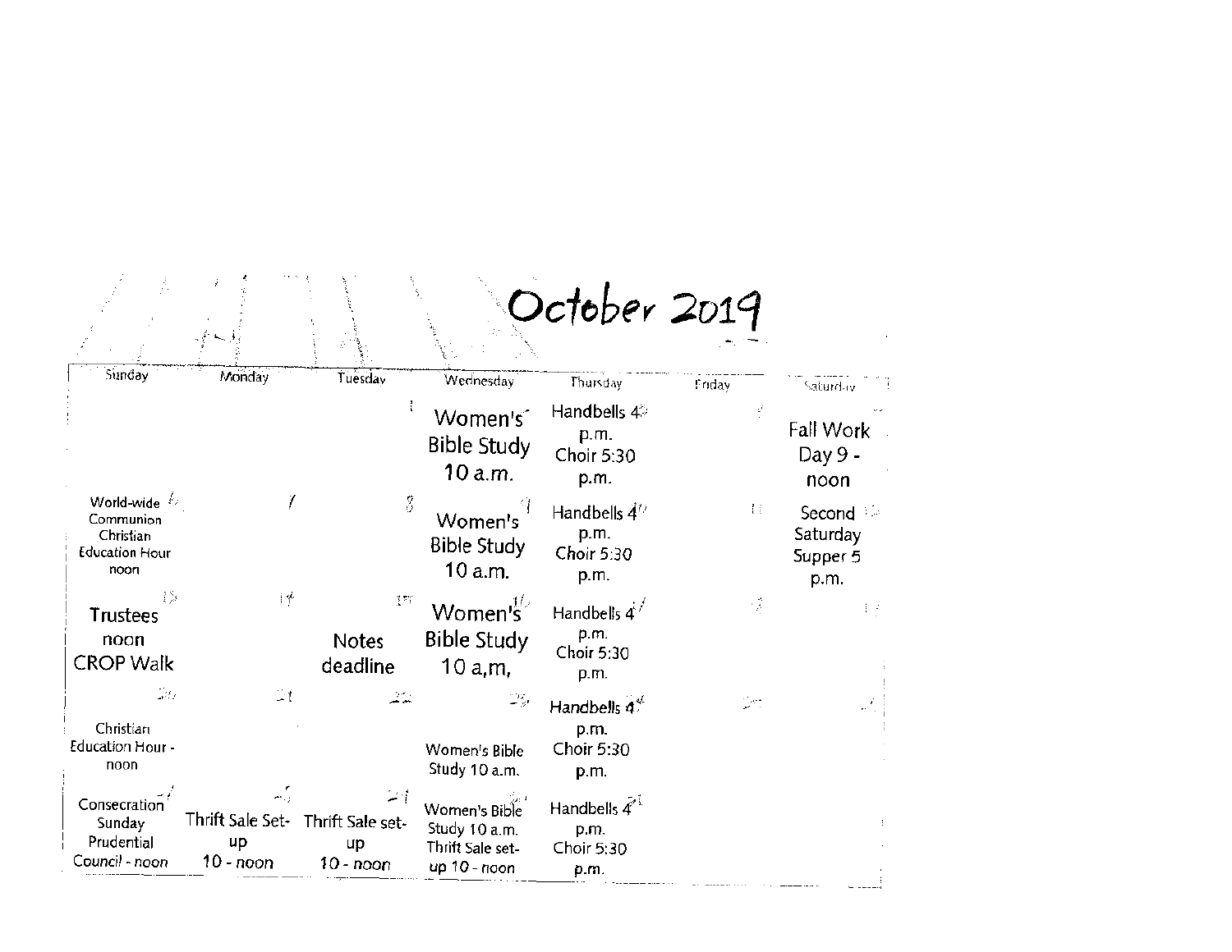# October 2019

| Sunday | Monday | Tuesday | Wednesday | Thursday | Friday | Saturday |
|---|---|---|---|---|---|---|
| | | 1 | 2 Women's Bible Study 10 a.m. | 3 Handbells 4 p.m. Choir 5:30 p.m. | 4 | 5 Fall Work Day 9 - noon |
| 6 World-wide Communion Christian Education Hour noon | 7 | 8 | 9 Women's Bible Study 10 a.m. | 10 Handbells 4 p.m. Choir 5:30 p.m. | 11 | 12 Second Saturday Supper 5 p.m. |
| 13 Trustees noon CROP Walk | 14 | 15 Notes deadline | 16 Women's Bible Study 10 a,m, | 17 Handbells 4 p.m. Choir 5:30 p.m. | 18 | 19 |
| 20 Christian Education Hour - noon | 21 | 22 | 23 Women's Bible Study 10 a.m. | 24 Handbells 4 p.m. Choir 5:30 p.m. | 25 | 26 |
| 27 Consecration Sunday Prudential Council - noon | 28 Thrift Sale Set-up 10 - noon | 29 Thrift Sale set-up 10 - noon | 30 Women's Bible Study 10 a.m. Thrift Sale set-up 10 - noon | 31 Handbells 4 p.m. Choir 5:30 p.m. | | |